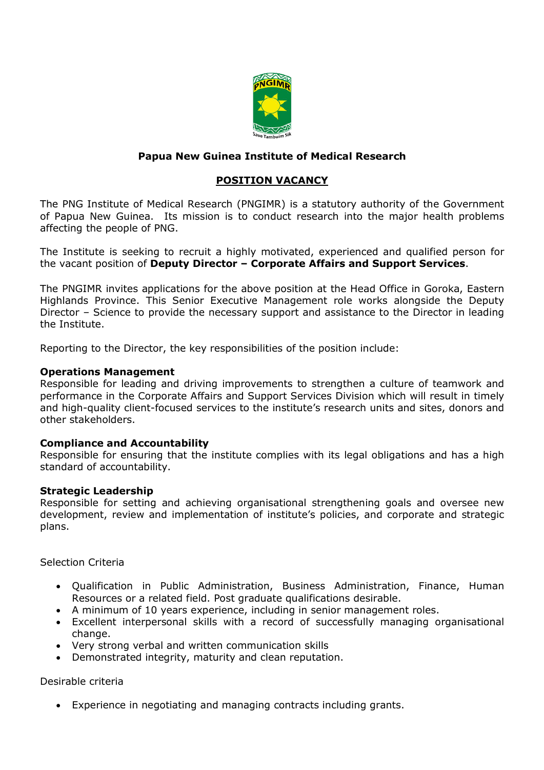**Papua New Guinea Institute of Medical Research**

**POSITION VACANCY**

The PNG Institute of Medical Research (PNGIMR) is a statutory authority of the Government of Papua New Guinea. Its mission is to conduct research into the major health problems affecting the people of PNG.

The Institute is seeking to recruit a highly motivated, experienced and qualified person for the vacant position of **Deputy Director – Corporate Affairs and Support Services**.

The PNGIMR invites applications for the above position at the Head Office in Goroka, Eastern Highlands Province. This Senior Executive Management role works alongside the Deputy Director – Science to provide the necessary support and assistance to the Director in leading the Institute.

Reporting to the Director, the key responsibilities of the position include:

**Operations Management**
Responsible for leading and driving improvements to strengthen a culture of teamwork and performance in the Corporate Affairs and Support Services Division which will result in timely and high-quality client-focused services to the institute's research units and sites, donors and other stakeholders.

**Compliance and Accountability**
Responsible for ensuring that the institute complies with its legal obligations and has a high standard of accountability.

**Strategic Leadership**
Responsible for setting and achieving organisational strengthening goals and oversee new development, review and implementation of institute's policies, and corporate and strategic plans.

Selection Criteria

- Qualification in Public Administration, Business Administration, Finance, Human Resources or a related field. Post graduate qualifications desirable.
- A minimum of 10 years experience, including in senior management roles.
- Excellent interpersonal skills with a record of successfully managing organisational change.
- Very strong verbal and written communication skills
- Demonstrated integrity, maturity and clean reputation.

Desirable criteria

- Experience in negotiating and managing contracts including grants.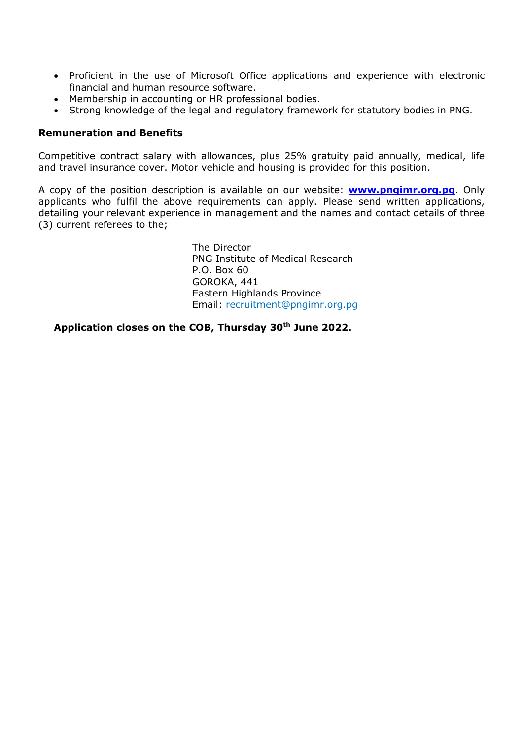- Proficient in the use of Microsoft Office applications and experience with electronic financial and human resource software.
- Membership in accounting or HR professional bodies.
- Strong knowledge of the legal and regulatory framework for statutory bodies in PNG.

**Remuneration and Benefits**

Competitive contract salary with allowances, plus 25% gratuity paid annually, medical, life and travel insurance cover. Motor vehicle and housing is provided for this position.

A copy of the position description is available on our website: **www.pngimr.org.pg**. Only applicants who fulfil the above requirements can apply. Please send written applications, detailing your relevant experience in management and the names and contact details of three (3) current referees to the;

The Director
PNG Institute of Medical Research
P.O. Box 60
GOROKA, 441
Eastern Highlands Province
Email: recruitment@pngimr.org.pg

**Application closes on the COB, Thursday 30th June 2022.**